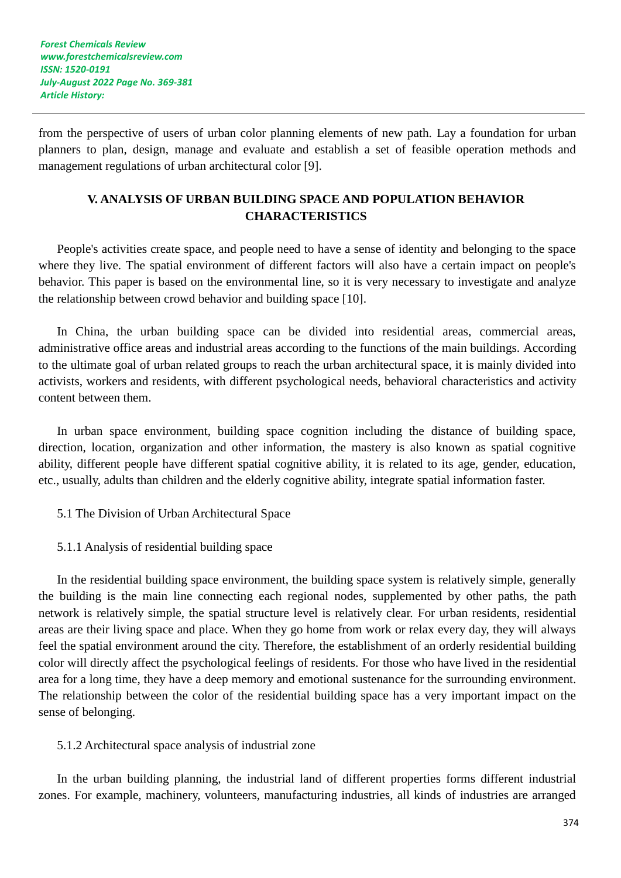from the perspective of users of urban color planning elements of new path. Lay a foundation for urban planners to plan, design, manage and evaluate and establish a set of feasible operation methods and management regulations of urban architectural color [9].

## V. ANALYSIS OF URBAN BUILDING SPACE AND POPULATION BEHAVIOR CHARACTERISTICS

People's activities create space, and people need to have a sense of identity and belonging to the space where they live. The spatial environment of different factors will also have a certain impact on people's behavior. This paper is based on the environmental line, so it is very necessary to investigate and analyze the relationship between crowd behavior and building space [10].

In China, the urban building space can be divided into residential areas, commercial areas, administrative office areas and industrial areas according to the functions of the main buildings. According to the ultimate goal of urban related groups to reach the urban architectural space, it is mainly divided into activists, workers and residents, with different psychological needs, behavioral characteristics and activity content between them.

In urban space environment, building space cognition including the distance of building space, direction, location, organization and other information, the mastery is also known as spatial cognitive ability, different people have different spatial cognitive ability, it is related to its age, gender, education, etc., usually, adults than children and the elderly cognitive ability, integrate spatial information faster.

### 5.1 The Division of Urban Architectural Space

#### 5.1.1 Analysis of residential building space

In the residential building space environment, the building space system is relatively simple, generally the building is the main line connecting each regional nodes, supplemented by other paths, the path network is relatively simple, the spatial structure level is relatively clear. For urban residents, residential areas are their living space and place. When they go home from work or relax every day, they will always feel the spatial environment around the city. Therefore, the establishment of an orderly residential building color will directly affect the psychological feelings of residents. For those who have lived in the residential area for a long time, they have a deep memory and emotional sustenance for the surrounding environment. The relationship between the color of the residential building space has a very important impact on the sense of belonging.

#### 5.1.2 Architectural space analysis of industrial zone

In the urban building planning, the industrial land of different properties forms different industrial zones. For example, machinery, volunteers, manufacturing industries, all kinds of industries are arranged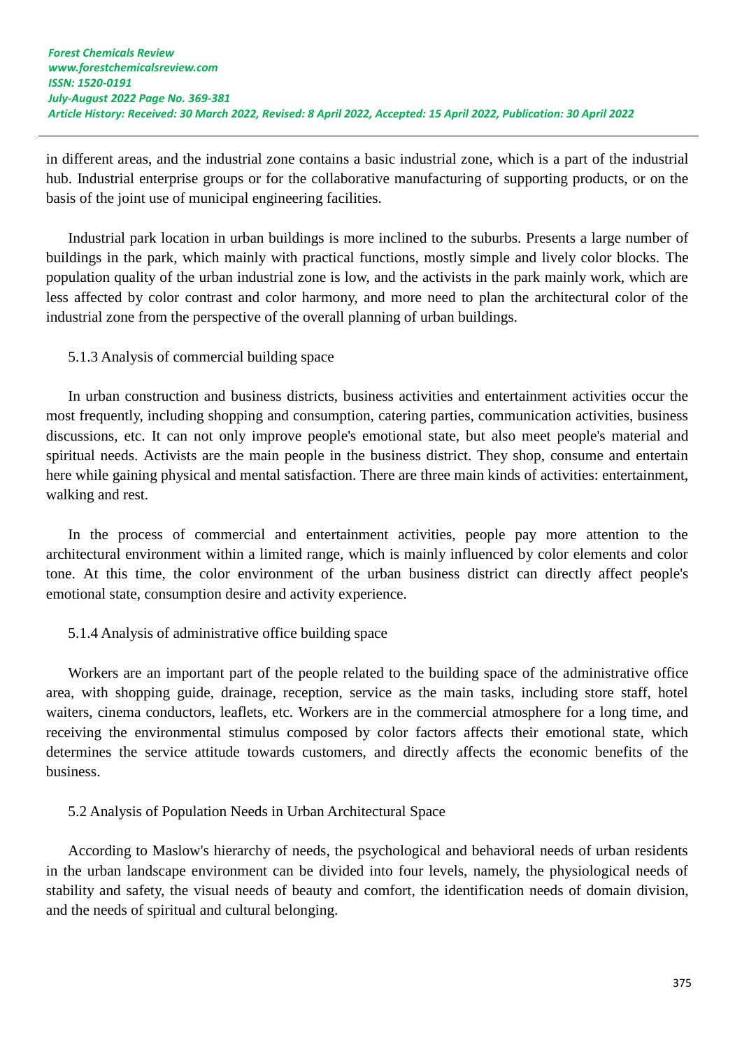in different areas, and the industrial zone contains a basic industrial zone, which is a part of the industrial hub. Industrial enterprise groups or for the collaborative manufacturing of supporting products, or on the basis of the joint use of municipal engineering facilities.

Industrial park location in urban buildings is more inclined to the suburbs. Presents a large number of buildings in the park, which mainly with practical functions, mostly simple and lively color blocks. The population quality of the urban industrial zone is low, and the activists in the park mainly work, which are less affected by color contrast and color harmony, and more need to plan the architectural color of the industrial zone from the perspective of the overall planning of urban buildings.

#### 5.1.3 Analysis of commercial building space

In urban construction and business districts, business activities and entertainment activities occur the most frequently, including shopping and consumption, catering parties, communication activities, business discussions, etc. It can not only improve people's emotional state, but also meet people's material and spiritual needs. Activists are the main people in the business district. They shop, consume and entertain here while gaining physical and mental satisfaction. There are three main kinds of activities: entertainment, walking and rest.

In the process of commercial and entertainment activities, people pay more attention to the architectural environment within a limited range, which is mainly influenced by color elements and color tone. At this time, the color environment of the urban business district can directly affect people's emotional state, consumption desire and activity experience.

#### 5.1.4 Analysis of administrative office building space

Workers are an important part of the people related to the building space of the administrative office area, with shopping guide, drainage, reception, service as the main tasks, including store staff, hotel waiters, cinema conductors, leaflets, etc. Workers are in the commercial atmosphere for a long time, and receiving the environmental stimulus composed by color factors affects their emotional state, which determines the service attitude towards customers, and directly affects the economic benefits of the business.

### 5.2 Analysis of Population Needs in Urban Architectural Space

According to Maslow's hierarchy of needs, the psychological and behavioral needs of urban residents in the urban landscape environment can be divided into four levels, namely, the physiological needs of stability and safety, the visual needs of beauty and comfort, the identification needs of domain division, and the needs of spiritual and cultural belonging.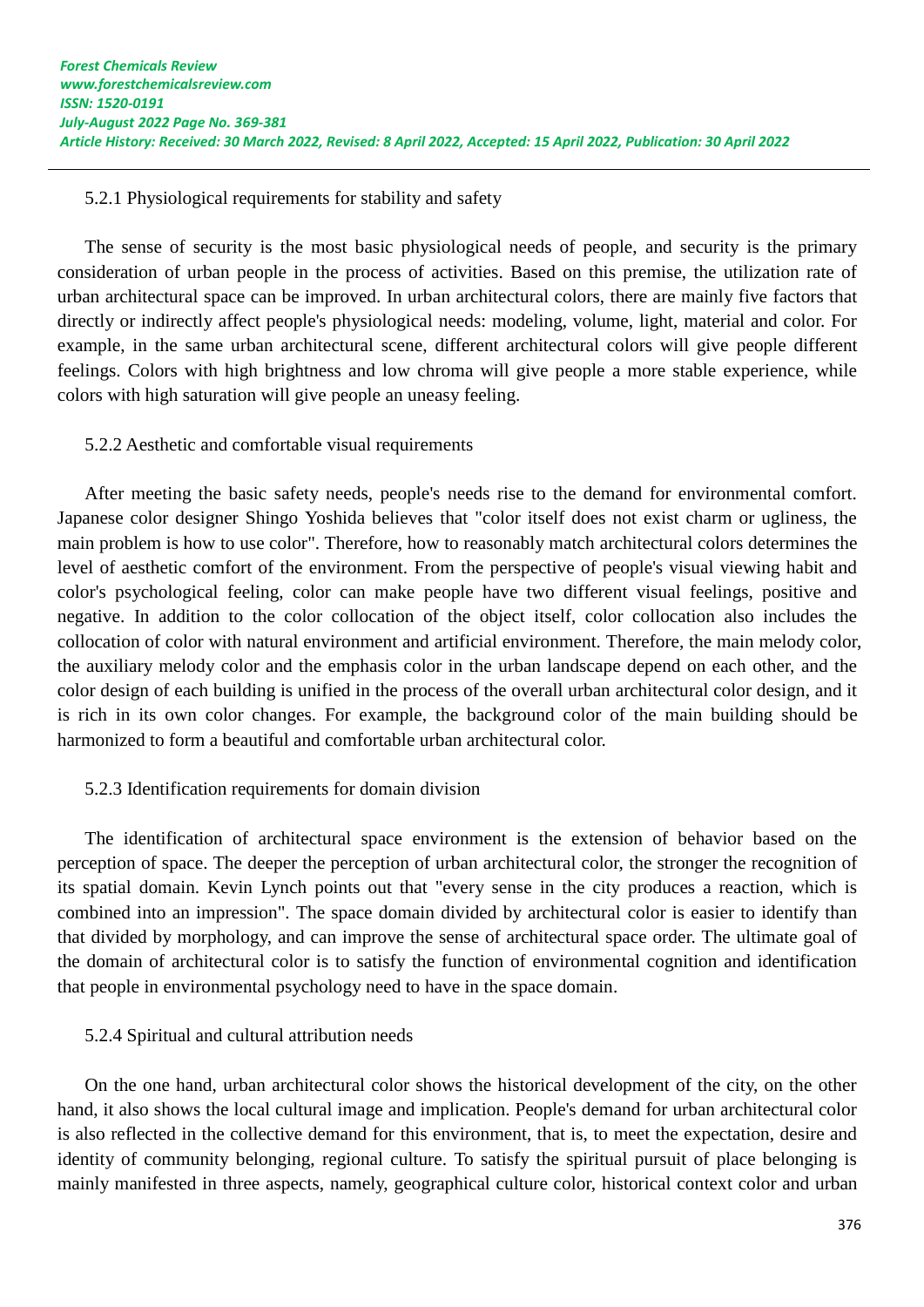#### 5.2.1 Physiological requirements for stability and safety

The sense of security is the most basic physiological needs of people, and security is the primary consideration of urban people in the process of activities. Based on this premise, the utilization rate of urban architectural space can be improved. In urban architectural colors, there are mainly five factors that directly or indirectly affect people's physiological needs: modeling, volume, light, material and color. For example, in the same urban architectural scene, different architectural colors will give people different feelings. Colors with high brightness and low chroma will give people a more stable experience, while colors with high saturation will give people an uneasy feeling.

#### 5.2.2 Aesthetic and comfortable visual requirements

After meeting the basic safety needs, people's needs rise to the demand for environmental comfort. Japanese color designer Shingo Yoshida believes that "color itself does not exist charm or ugliness, the main problem is how to use color". Therefore, how to reasonably match architectural colors determines the level of aesthetic comfort of the environment. From the perspective of people's visual viewing habit and color's psychological feeling, color can make people have two different visual feelings, positive and negative. In addition to the color collocation of the object itself, color collocation also includes the collocation of color with natural environment and artificial environment. Therefore, the main melody color, the auxiliary melody color and the emphasis color in the urban landscape depend on each other, and the color design of each building is unified in the process of the overall urban architectural color design, and it is rich in its own color changes. For example, the background color of the main building should be harmonized to form a beautiful and comfortable urban architectural color.

#### 5.2.3 Identification requirements for domain division

The identification of architectural space environment is the extension of behavior based on the perception of space. The deeper the perception of urban architectural color, the stronger the recognition of its spatial domain. Kevin Lynch points out that "every sense in the city produces a reaction, which is combined into an impression". The space domain divided by architectural color is easier to identify than that divided by morphology, and can improve the sense of architectural space order. The ultimate goal of the domain of architectural color is to satisfy the function of environmental cognition and identification that people in environmental psychology need to have in the space domain.

#### 5.2.4 Spiritual and cultural attribution needs

On the one hand, urban architectural color shows the historical development of the city, on the other hand, it also shows the local cultural image and implication. People's demand for urban architectural color is also reflected in the collective demand for this environment, that is, to meet the expectation, desire and identity of community belonging, regional culture. To satisfy the spiritual pursuit of place belonging is mainly manifested in three aspects, namely, geographical culture color, historical context color and urban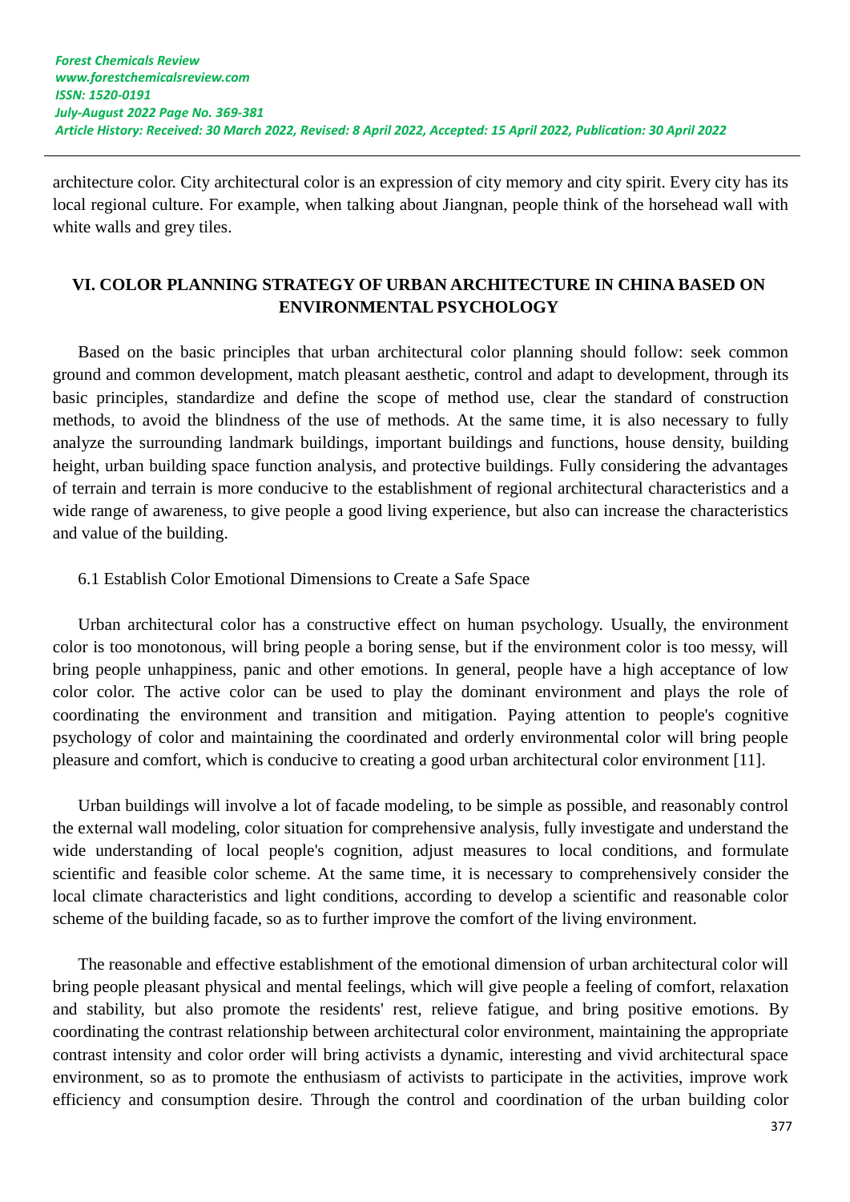architecture color. City architectural color is an expression of city memory and city spirit. Every city has its local regional culture. For example, when talking about Jiangnan, people think of the horsehead wall with white walls and grey tiles.

## VI. COLOR PLANNING STRATEGY OF URBAN ARCHITECTURE IN CHINA BASED ON ENVIRONMENTAL PSYCHOLOGY

Based on the basic principles that urban architectural color planning should follow: seek common ground and common development, match pleasant aesthetic, control and adapt to development, through its basic principles, standardize and define the scope of method use, clear the standard of construction methods, to avoid the blindness of the use of methods. At the same time, it is also necessary to fully analyze the surrounding landmark buildings, important buildings and functions, house density, building height, urban building space function analysis, and protective buildings. Fully considering the advantages of terrain and terrain is more conducive to the establishment of regional architectural characteristics and a wide range of awareness, to give people a good living experience, but also can increase the characteristics and value of the building.

### 6.1 Establish Color Emotional Dimensions to Create a Safe Space

Urban architectural color has a constructive effect on human psychology. Usually, the environment color is too monotonous, will bring people a boring sense, but if the environment color is too messy, will bring people unhappiness, panic and other emotions. In general, people have a high acceptance of low color color. The active color can be used to play the dominant environment and plays the role of coordinating the environment and transition and mitigation. Paying attention to people's cognitive psychology of color and maintaining the coordinated and orderly environmental color will bring people pleasure and comfort, which is conducive to creating a good urban architectural color environment [11].

Urban buildings will involve a lot of facade modeling, to be simple as possible, and reasonably control the external wall modeling, color situation for comprehensive analysis, fully investigate and understand the wide understanding of local people's cognition, adjust measures to local conditions, and formulate scientific and feasible color scheme. At the same time, it is necessary to comprehensively consider the local climate characteristics and light conditions, according to develop a scientific and reasonable color scheme of the building facade, so as to further improve the comfort of the living environment.

The reasonable and effective establishment of the emotional dimension of urban architectural color will bring people pleasant physical and mental feelings, which will give people a feeling of comfort, relaxation and stability, but also promote the residents' rest, relieve fatigue, and bring positive emotions. By coordinating the contrast relationship between architectural color environment, maintaining the appropriate contrast intensity and color order will bring activists a dynamic, interesting and vivid architectural space environment, so as to promote the enthusiasm of activists to participate in the activities, improve work efficiency and consumption desire. Through the control and coordination of the urban building color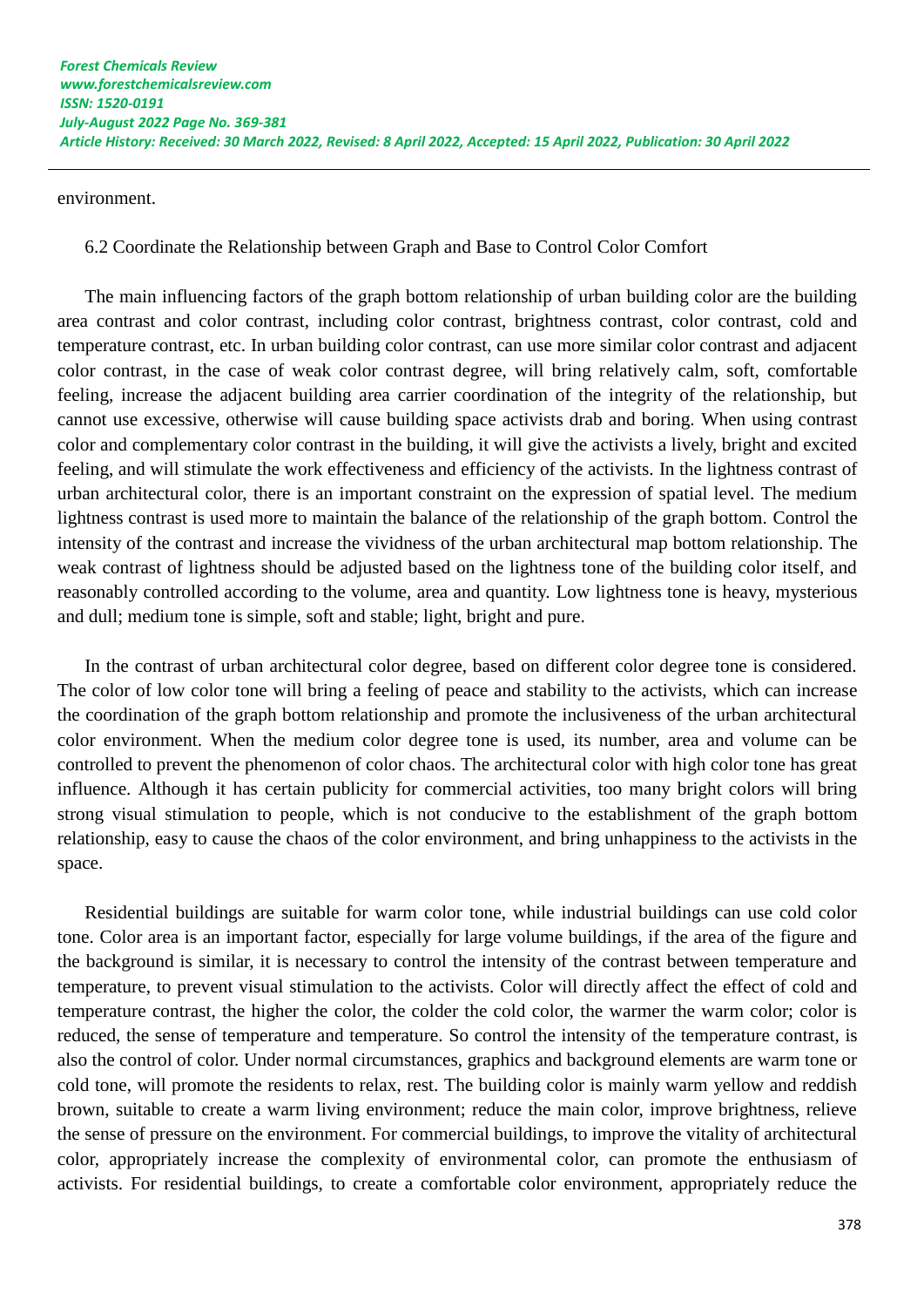environment.

### 6.2 Coordinate the Relationship between Graph and Base to Control Color Comfort

The main influencing factors of the graph bottom relationship of urban building color are the building area contrast and color contrast, including color contrast, brightness contrast, color contrast, cold and temperature contrast, etc. In urban building color contrast, can use more similar color contrast and adjacent color contrast, in the case of weak color contrast degree, will bring relatively calm, soft, comfortable feeling, increase the adjacent building area carrier coordination of the integrity of the relationship, but cannot use excessive, otherwise will cause building space activists drab and boring. When using contrast color and complementary color contrast in the building, it will give the activists a lively, bright and excited feeling, and will stimulate the work effectiveness and efficiency of the activists. In the lightness contrast of urban architectural color, there is an important constraint on the expression of spatial level. The medium lightness contrast is used more to maintain the balance of the relationship of the graph bottom. Control the intensity of the contrast and increase the vividness of the urban architectural map bottom relationship. The weak contrast of lightness should be adjusted based on the lightness tone of the building color itself, and reasonably controlled according to the volume, area and quantity. Low lightness tone is heavy, mysterious and dull; medium tone is simple, soft and stable; light, bright and pure.

In the contrast of urban architectural color degree, based on different color degree tone is considered. The color of low color tone will bring a feeling of peace and stability to the activists, which can increase the coordination of the graph bottom relationship and promote the inclusiveness of the urban architectural color environment. When the medium color degree tone is used, its number, area and volume can be controlled to prevent the phenomenon of color chaos. The architectural color with high color tone has great influence. Although it has certain publicity for commercial activities, too many bright colors will bring strong visual stimulation to people, which is not conducive to the establishment of the graph bottom relationship, easy to cause the chaos of the color environment, and bring unhappiness to the activists in the space.

Residential buildings are suitable for warm color tone, while industrial buildings can use cold color tone. Color area is an important factor, especially for large volume buildings, if the area of the figure and the background is similar, it is necessary to control the intensity of the contrast between temperature and temperature, to prevent visual stimulation to the activists. Color will directly affect the effect of cold and temperature contrast, the higher the color, the colder the cold color, the warmer the warm color; color is reduced, the sense of temperature and temperature. So control the intensity of the temperature contrast, is also the control of color. Under normal circumstances, graphics and background elements are warm tone or cold tone, will promote the residents to relax, rest. The building color is mainly warm yellow and reddish brown, suitable to create a warm living environment; reduce the main color, improve brightness, relieve the sense of pressure on the environment. For commercial buildings, to improve the vitality of architectural color, appropriately increase the complexity of environmental color, can promote the enthusiasm of activists. For residential buildings, to create a comfortable color environment, appropriately reduce the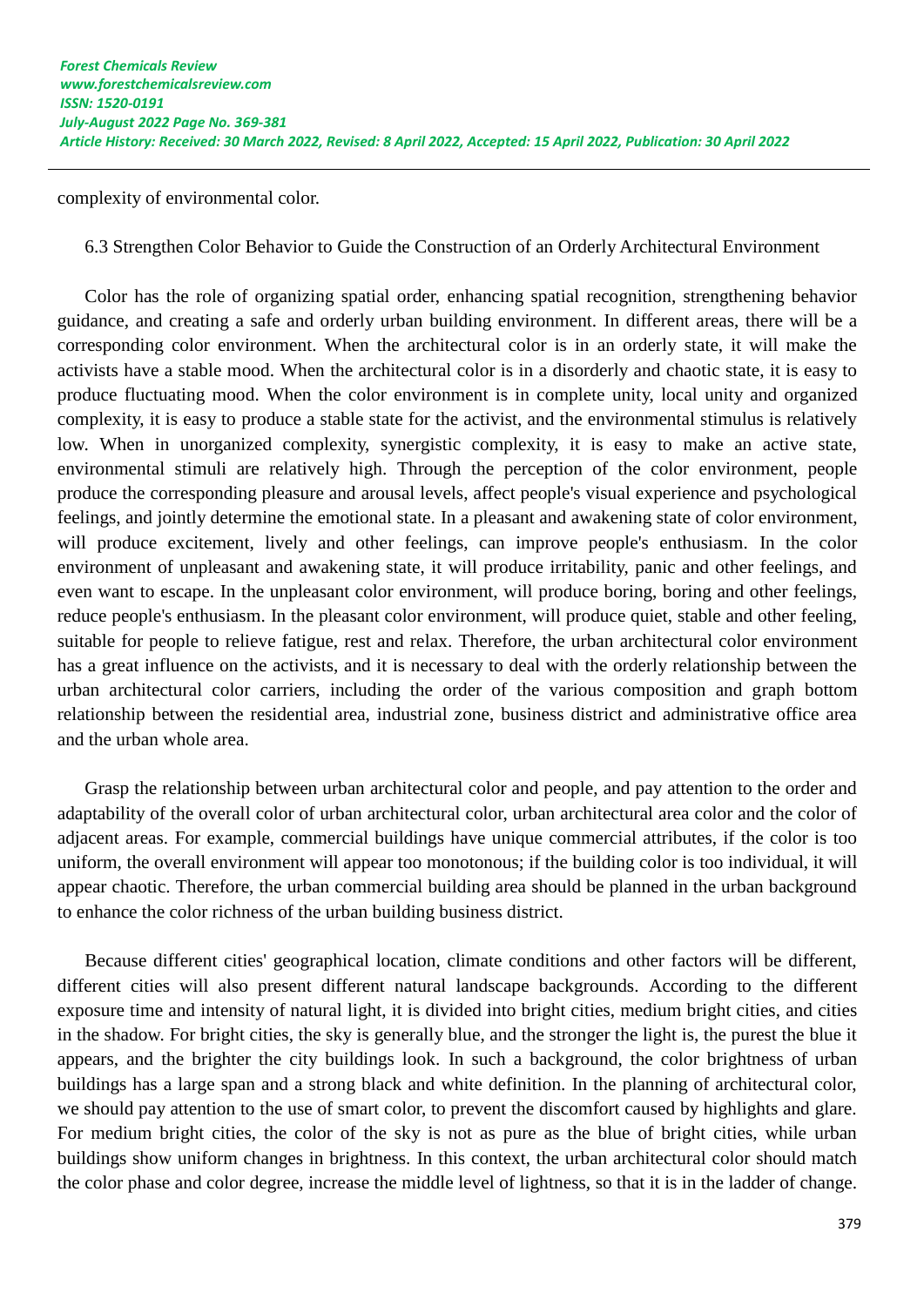complexity of environmental color.

### 6.3 Strengthen Color Behavior to Guide the Construction of an Orderly Architectural Environment

Color has the role of organizing spatial order, enhancing spatial recognition, strengthening behavior guidance, and creating a safe and orderly urban building environment. In different areas, there will be a corresponding color environment. When the architectural color is in an orderly state, it will make the activists have a stable mood. When the architectural color is in a disorderly and chaotic state, it is easy to produce fluctuating mood. When the color environment is in complete unity, local unity and organized complexity, it is easy to produce a stable state for the activist, and the environmental stimulus is relatively low. When in unorganized complexity, synergistic complexity, it is easy to make an active state, environmental stimuli are relatively high. Through the perception of the color environment, people produce the corresponding pleasure and arousal levels, affect people's visual experience and psychological feelings, and jointly determine the emotional state. In a pleasant and awakening state of color environment, will produce excitement, lively and other feelings, can improve people's enthusiasm. In the color environment of unpleasant and awakening state, it will produce irritability, panic and other feelings, and even want to escape. In the unpleasant color environment, will produce boring, boring and other feelings, reduce people's enthusiasm. In the pleasant color environment, will produce quiet, stable and other feeling, suitable for people to relieve fatigue, rest and relax. Therefore, the urban architectural color environment has a great influence on the activists, and it is necessary to deal with the orderly relationship between the urban architectural color carriers, including the order of the various composition and graph bottom relationship between the residential area, industrial zone, business district and administrative office area and the urban whole area.

Grasp the relationship between urban architectural color and people, and pay attention to the order and adaptability of the overall color of urban architectural color, urban architectural area color and the color of adjacent areas. For example, commercial buildings have unique commercial attributes, if the color is too uniform, the overall environment will appear too monotonous; if the building color is too individual, it will appear chaotic. Therefore, the urban commercial building area should be planned in the urban background to enhance the color richness of the urban building business district.

Because different cities' geographical location, climate conditions and other factors will be different, different cities will also present different natural landscape backgrounds. According to the different exposure time and intensity of natural light, it is divided into bright cities, medium bright cities, and cities in the shadow. For bright cities, the sky is generally blue, and the stronger the light is, the purest the blue it appears, and the brighter the city buildings look. In such a background, the color brightness of urban buildings has a large span and a strong black and white definition. In the planning of architectural color, we should pay attention to the use of smart color, to prevent the discomfort caused by highlights and glare. For medium bright cities, the color of the sky is not as pure as the blue of bright cities, while urban buildings show uniform changes in brightness. In this context, the urban architectural color should match the color phase and color degree, increase the middle level of lightness, so that it is in the ladder of change.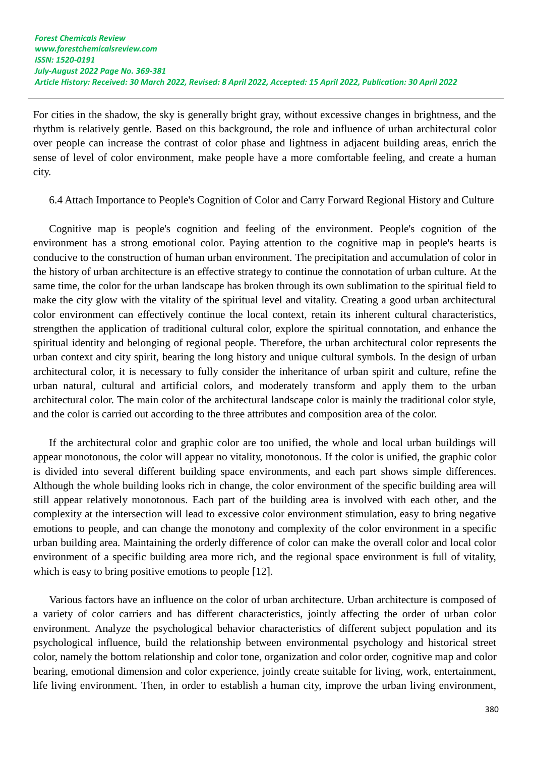For cities in the shadow, the sky is generally bright gray, without excessive changes in brightness, and the rhythm is relatively gentle. Based on this background, the role and influence of urban architectural color over people can increase the contrast of color phase and lightness in adjacent building areas, enrich the sense of level of color environment, make people have a more comfortable feeling, and create a human city.

### 6.4 Attach Importance to People's Cognition of Color and Carry Forward Regional History and Culture

Cognitive map is people's cognition and feeling of the environment. People's cognition of the environment has a strong emotional color. Paying attention to the cognitive map in people's hearts is conducive to the construction of human urban environment. The precipitation and accumulation of color in the history of urban architecture is an effective strategy to continue the connotation of urban culture. At the same time, the color for the urban landscape has broken through its own sublimation to the spiritual field to make the city glow with the vitality of the spiritual level and vitality. Creating a good urban architectural color environment can effectively continue the local context, retain its inherent cultural characteristics, strengthen the application of traditional cultural color, explore the spiritual connotation, and enhance the spiritual identity and belonging of regional people. Therefore, the urban architectural color represents the urban context and city spirit, bearing the long history and unique cultural symbols. In the design of urban architectural color, it is necessary to fully consider the inheritance of urban spirit and culture, refine the urban natural, cultural and artificial colors, and moderately transform and apply them to the urban architectural color. The main color of the architectural landscape color is mainly the traditional color style, and the color is carried out according to the three attributes and composition area of the color.

If the architectural color and graphic color are too unified, the whole and local urban buildings will appear monotonous, the color will appear no vitality, monotonous. If the color is unified, the graphic color is divided into several different building space environments, and each part shows simple differences. Although the whole building looks rich in change, the color environment of the specific building area will still appear relatively monotonous. Each part of the building area is involved with each other, and the complexity at the intersection will lead to excessive color environment stimulation, easy to bring negative emotions to people, and can change the monotony and complexity of the color environment in a specific urban building area. Maintaining the orderly difference of color can make the overall color and local color environment of a specific building area more rich, and the regional space environment is full of vitality, which is easy to bring positive emotions to people [12].

Various factors have an influence on the color of urban architecture. Urban architecture is composed of a variety of color carriers and has different characteristics, jointly affecting the order of urban color environment. Analyze the psychological behavior characteristics of different subject population and its psychological influence, build the relationship between environmental psychology and historical street color, namely the bottom relationship and color tone, organization and color order, cognitive map and color bearing, emotional dimension and color experience, jointly create suitable for living, work, entertainment, life living environment. Then, in order to establish a human city, improve the urban living environment,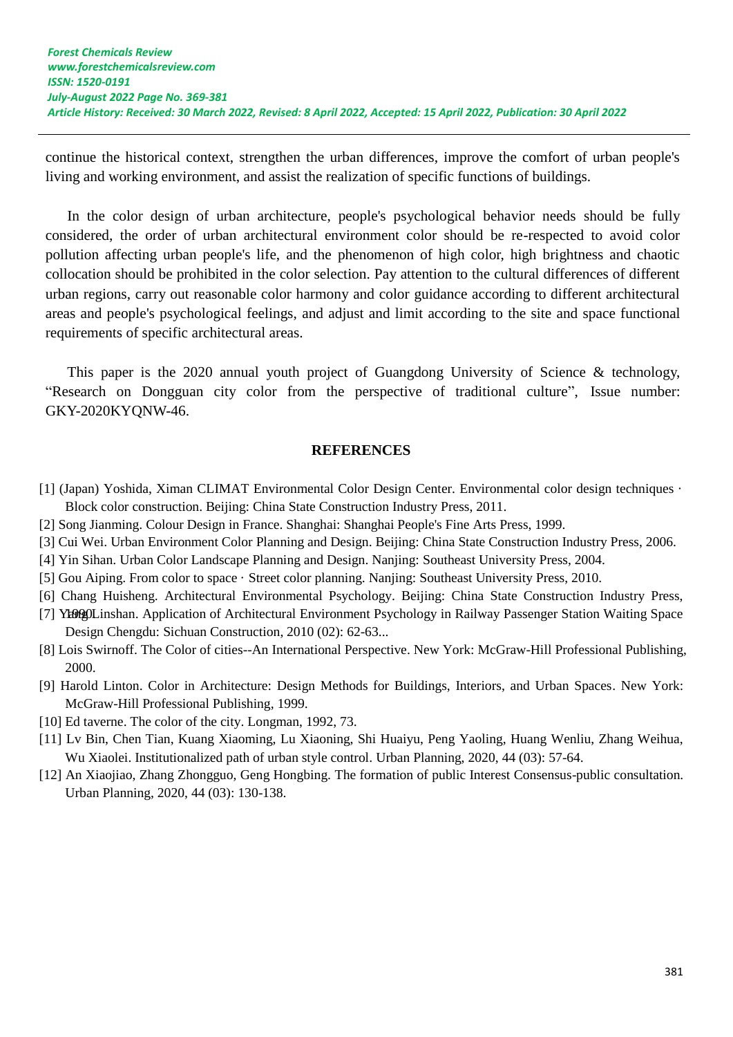continue the historical context, strengthen the urban differences, improve the comfort of urban people's living and working environment, and assist the realization of specific functions of buildings.

In the color design of urban architecture, people's psychological behavior needs should be fully considered, the order of urban architectural environment color should be re-respected to avoid color pollution affecting urban people's life, and the phenomenon of high color, high brightness and chaotic collocation should be prohibited in the color selection. Pay attention to the cultural differences of different urban regions, carry out reasonable color harmony and color guidance according to different architectural areas and people's psychological feelings, and adjust and limit according to the site and space functional requirements of specific architectural areas.

This paper is the 2020 annual youth project of Guangdong University of Science & technology, "Research on Dongguan city color from the perspective of traditional culture", Issue number: GKY-2020KYQNW-46.

## REFERENCES

[1] (Japan) Yoshida, Ximan CLIMAT Environmental Color Design Center. Environmental color design techniques · Block color construction. Beijing: China State Construction Industry Press, 2011.

[2] Song Jianming. Colour Design in France. Shanghai: Shanghai People's Fine Arts Press, 1999.

[3] Cui Wei. Urban Environment Color Planning and Design. Beijing: China State Construction Industry Press, 2006.

[4] Yin Sihan. Urban Color Landscape Planning and Design. Nanjing: Southeast University Press, 2004.

[5] Gou Aiping. From color to space · Street color planning. Nanjing: Southeast University Press, 2010.

[6] Chang Huisheng. Architectural Environmental Psychology. Beijing: China State Construction Industry Press, 1990.

[7] Yang Linshan. Application of Architectural Environment Psychology in Railway Passenger Station Waiting Space Design Chengdu: Sichuan Construction, 2010 (02): 62-63...

[8] Lois Swirnoff. The Color of cities--An International Perspective. New York: McGraw-Hill Professional Publishing, 2000.

[9] Harold Linton. Color in Architecture: Design Methods for Buildings, Interiors, and Urban Spaces. New York: McGraw-Hill Professional Publishing, 1999.

[10] Ed taverne. The color of the city. Longman, 1992, 73.

[11] Lv Bin, Chen Tian, Kuang Xiaoming, Lu Xiaoning, Shi Huaiyu, Peng Yaoling, Huang Wenliu, Zhang Weihua, Wu Xiaolei. Institutionalized path of urban style control. Urban Planning, 2020, 44 (03): 57-64.

[12] An Xiaojiao, Zhang Zhongguo, Geng Hongbing. The formation of public Interest Consensus-public consultation. Urban Planning, 2020, 44 (03): 130-138.